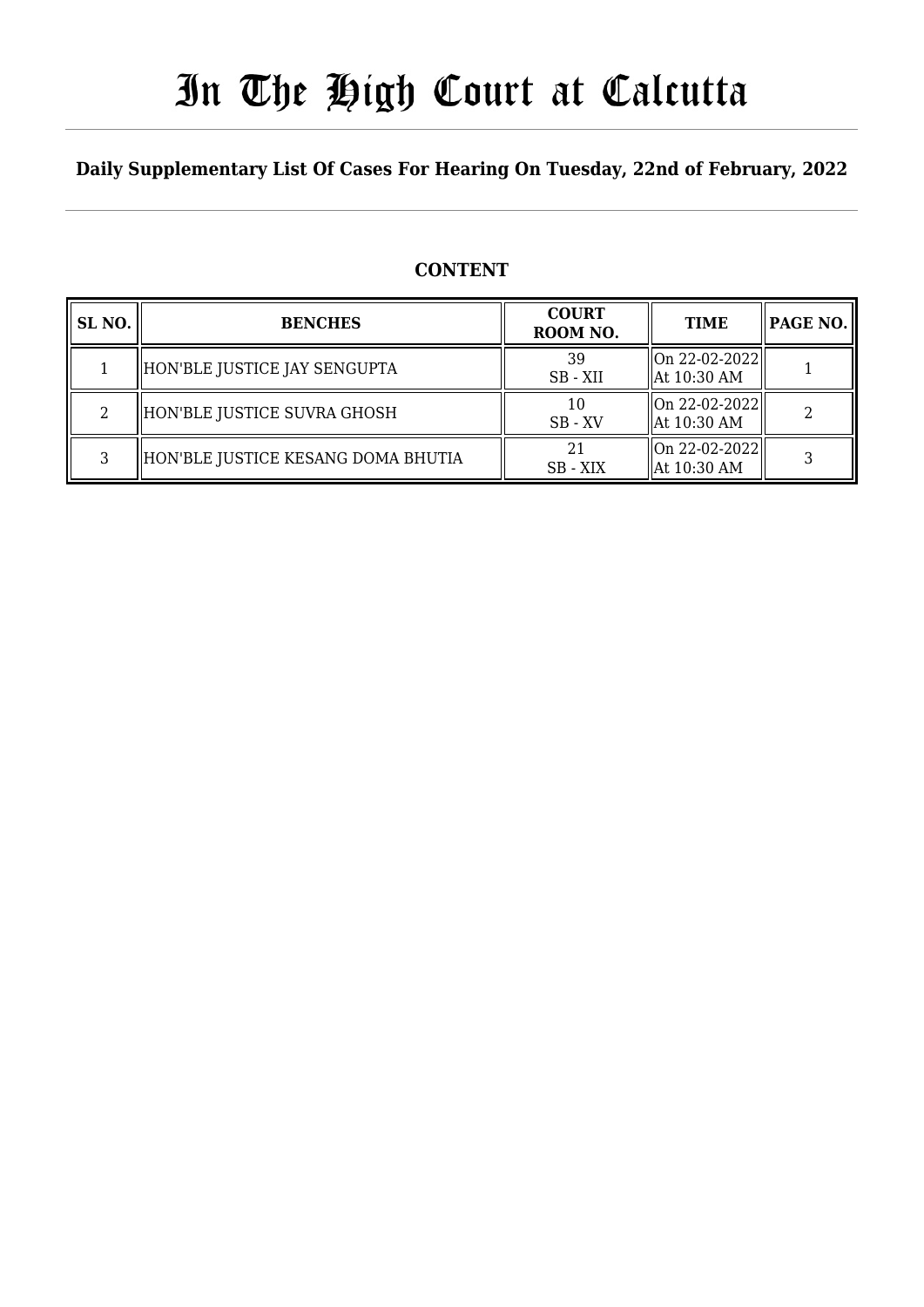# In The High Court at Calcutta

**Daily Supplementary List Of Cases For Hearing On Tuesday, 22nd of February, 2022**

## CONTENT

| SL NO. | BENCHES | COURT ROOM NO. | TIME | PAGE NO. |
|---|---|---|---|---|
| 1 | HON'BLE JUSTICE JAY SENGUPTA | 39<br>SB - XII | On 22-02-2022<br>At 10:30 AM | 1 |
| 2 | HON'BLE JUSTICE SUVRA GHOSH | 10<br>SB - XV | On 22-02-2022<br>At 10:30 AM | 2 |
| 3 | HON'BLE JUSTICE KESANG DOMA BHUTIA | 21<br>SB - XIX | On 22-02-2022<br>At 10:30 AM | 3 |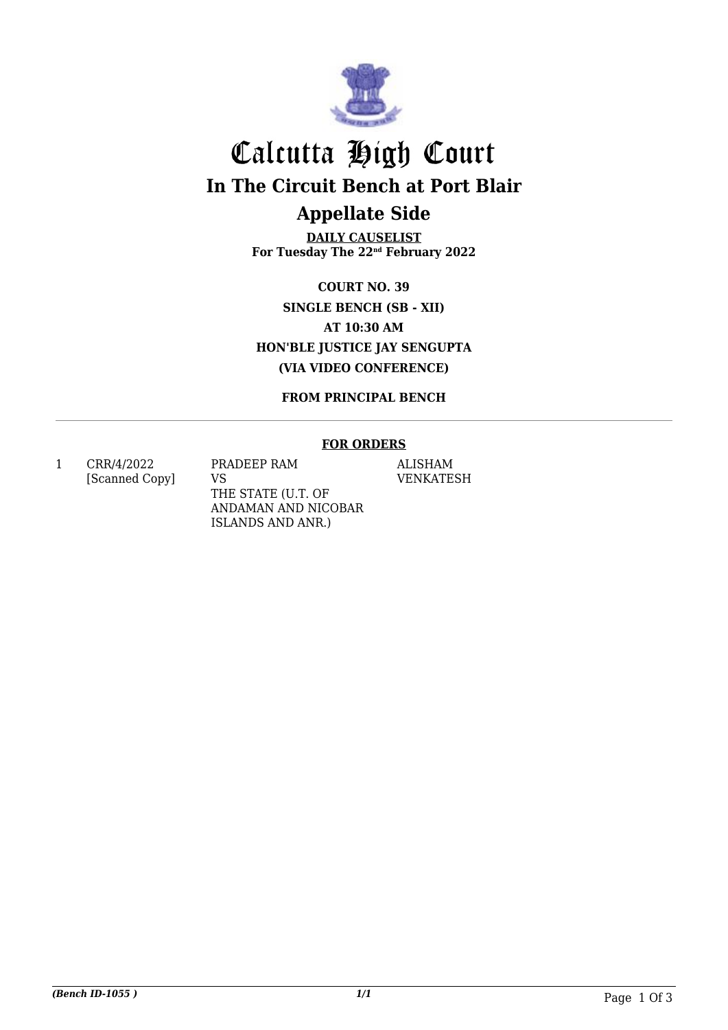# Calcutta High Court

## In The Circuit Bench at Port Blair

## Appellate Side

**DAILY CAUSELIST**
**For Tuesday The 22nd February 2022**

**COURT NO. 39**
**SINGLE BENCH (SB - XII)**
**AT 10:30 AM**
**HON'BLE JUSTICE JAY SENGUPTA**
**(VIA VIDEO CONFERENCE)**

**FROM PRINCIPAL BENCH**

**FOR ORDERS**

| | | | |
|---|---|---|---|
| 1 | CRR/4/2022 [Scanned Copy] | PRADEEP RAM VS THE STATE (U.T. OF ANDAMAN AND NICOBAR ISLANDS AND ANR.) | ALISHAM VENKATESH |

*(Bench ID-1055 )*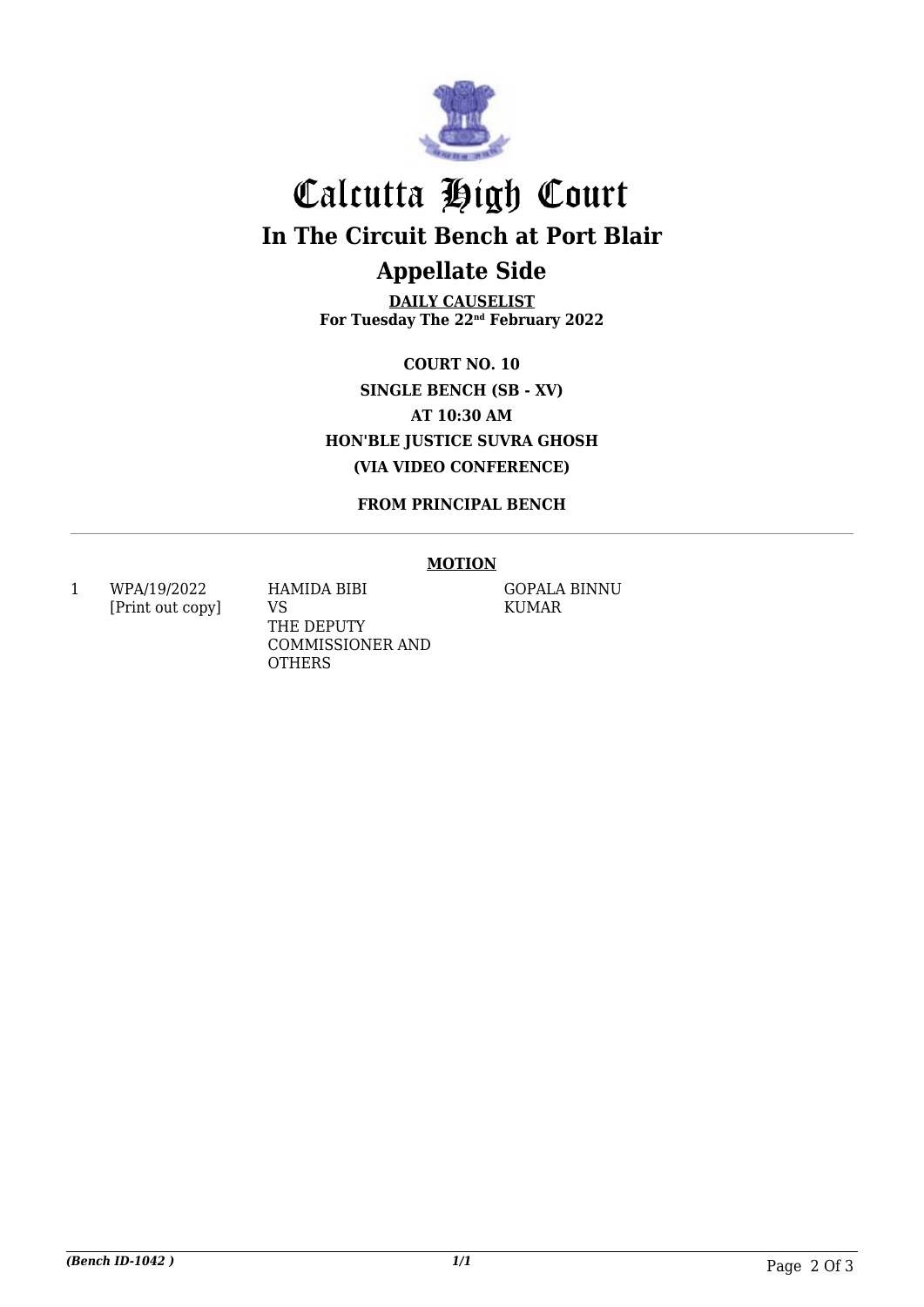# Calcutta High Court

## In The Circuit Bench at Port Blair

## Appellate Side

**DAILY CAUSELIST**
**For Tuesday The 22nd February 2022**

**COURT NO. 10**
**SINGLE BENCH (SB - XV)**
**AT 10:30 AM**
**HON'BLE JUSTICE SUVRA GHOSH**
**(VIA VIDEO CONFERENCE)**

**FROM PRINCIPAL BENCH**

**MOTION**

| | | | |
|---|---|---|---|
| 1 | WPA/19/2022 [Print out copy] | HAMIDA BIBI VS THE DEPUTY COMMISSIONER AND OTHERS | GOPALA BINNU KUMAR |

*(Bench ID-1042 )*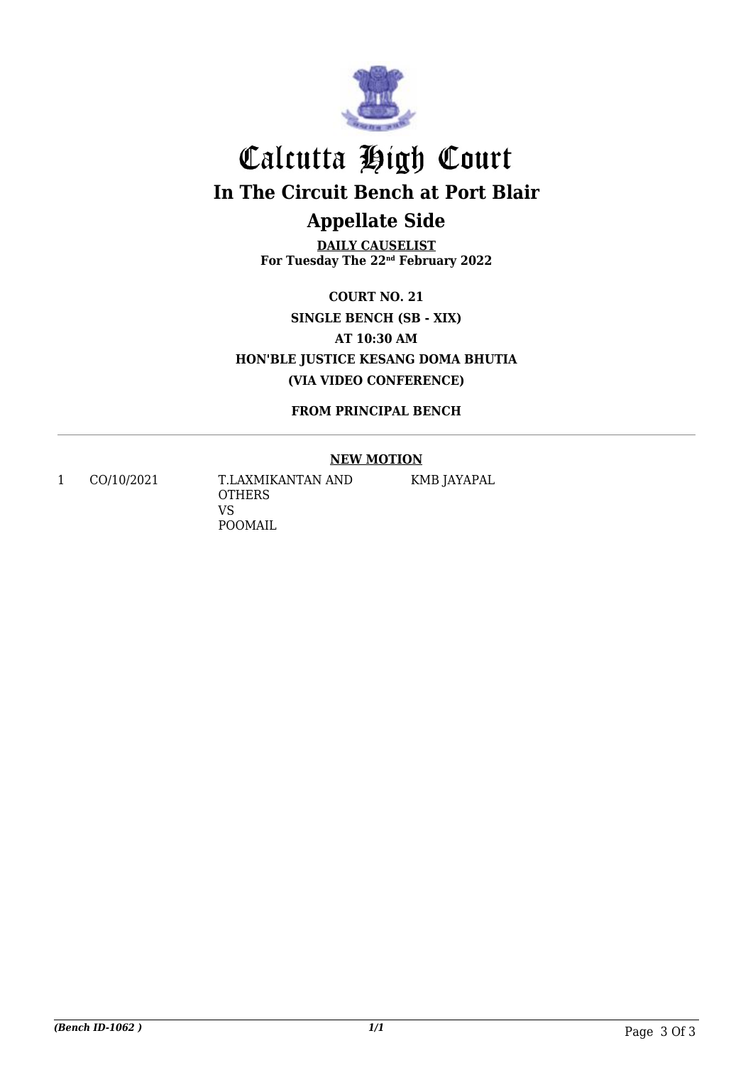# Calcutta High Court

## In The Circuit Bench at Port Blair

## Appellate Side

**DAILY CAUSELIST**
**For Tuesday The 22nd February 2022**

**COURT NO. 21**
**SINGLE BENCH (SB - XIX)**
**AT 10:30 AM**
**HON'BLE JUSTICE KESANG DOMA BHUTIA**
**(VIA VIDEO CONFERENCE)**

**FROM PRINCIPAL BENCH**

**NEW MOTION**

| | | | |
|---|---|---|---|
| 1 | CO/10/2021 | T.LAXMIKANTAN AND OTHERS VS POOMAIL | KMB JAYAPAL |

*(Bench ID-1062 )* *1/1*